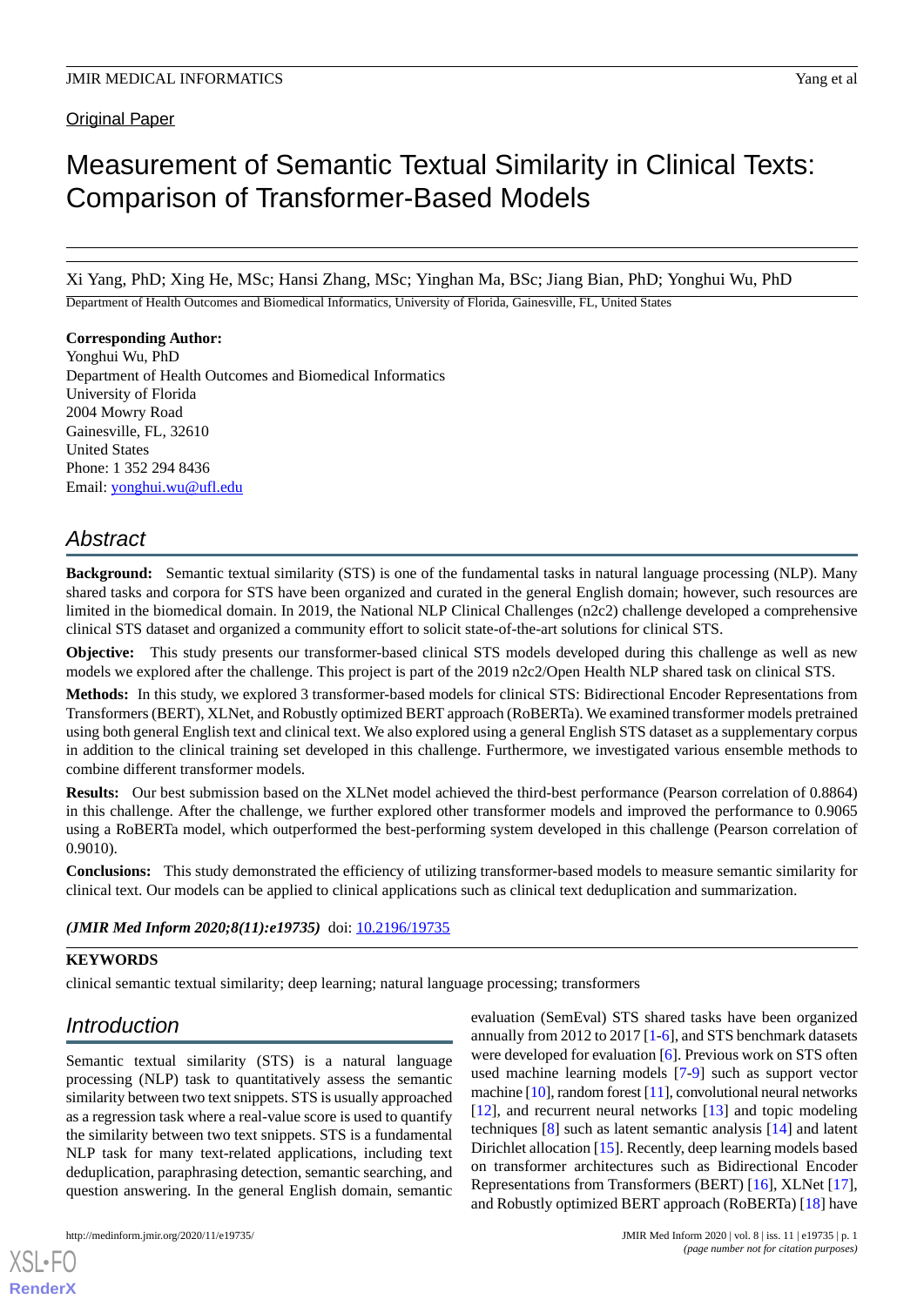Original Paper

# Measurement of Semantic Textual Similarity in Clinical Texts: Comparison of Transformer-Based Models

Xi Yang, PhD; Xing He, MSc; Hansi Zhang, MSc; Yinghan Ma, BSc; Jiang Bian, PhD; Yonghui Wu, PhD

Department of Health Outcomes and Biomedical Informatics, University of Florida, Gainesville, FL, United States

**Corresponding Author:**
Yonghui Wu, PhD
Department of Health Outcomes and Biomedical Informatics
University of Florida
2004 Mowry Road
Gainesville, FL, 32610
United States
Phone: 1 352 294 8436
Email: yonghui.wu@ufl.edu

## Abstract

**Background:** Semantic textual similarity (STS) is one of the fundamental tasks in natural language processing (NLP). Many shared tasks and corpora for STS have been organized and curated in the general English domain; however, such resources are limited in the biomedical domain. In 2019, the National NLP Clinical Challenges (n2c2) challenge developed a comprehensive clinical STS dataset and organized a community effort to solicit state-of-the-art solutions for clinical STS.

**Objective:** This study presents our transformer-based clinical STS models developed during this challenge as well as new models we explored after the challenge. This project is part of the 2019 n2c2/Open Health NLP shared task on clinical STS.

**Methods:** In this study, we explored 3 transformer-based models for clinical STS: Bidirectional Encoder Representations from Transformers (BERT), XLNet, and Robustly optimized BERT approach (RoBERTa). We examined transformer models pretrained using both general English text and clinical text. We also explored using a general English STS dataset as a supplementary corpus in addition to the clinical training set developed in this challenge. Furthermore, we investigated various ensemble methods to combine different transformer models.

**Results:** Our best submission based on the XLNet model achieved the third-best performance (Pearson correlation of 0.8864) in this challenge. After the challenge, we further explored other transformer models and improved the performance to 0.9065 using a RoBERTa model, which outperformed the best-performing system developed in this challenge (Pearson correlation of 0.9010).

**Conclusions:** This study demonstrated the efficiency of utilizing transformer-based models to measure semantic similarity for clinical text. Our models can be applied to clinical applications such as clinical text deduplication and summarization.

***(JMIR Med Inform 2020;8(11):e19735)*** doi: 10.2196/19735

**KEYWORDS**

clinical semantic textual similarity; deep learning; natural language processing; transformers

## Introduction

Semantic textual similarity (STS) is a natural language processing (NLP) task to quantitatively assess the semantic similarity between two text snippets. STS is usually approached as a regression task where a real-value score is used to quantify the similarity between two text snippets. STS is a fundamental NLP task for many text-related applications, including text deduplication, paraphrasing detection, semantic searching, and question answering. In the general English domain, semantic evaluation (SemEval) STS shared tasks have been organized annually from 2012 to 2017 [1-6], and STS benchmark datasets were developed for evaluation [6]. Previous work on STS often used machine learning models [7-9] such as support vector machine [10], random forest [11], convolutional neural networks [12], and recurrent neural networks [13] and topic modeling techniques [8] such as latent semantic analysis [14] and latent Dirichlet allocation [15]. Recently, deep learning models based on transformer architectures such as Bidirectional Encoder Representations from Transformers (BERT) [16], XLNet [17], and Robustly optimized BERT approach (RoBERTa) [18] have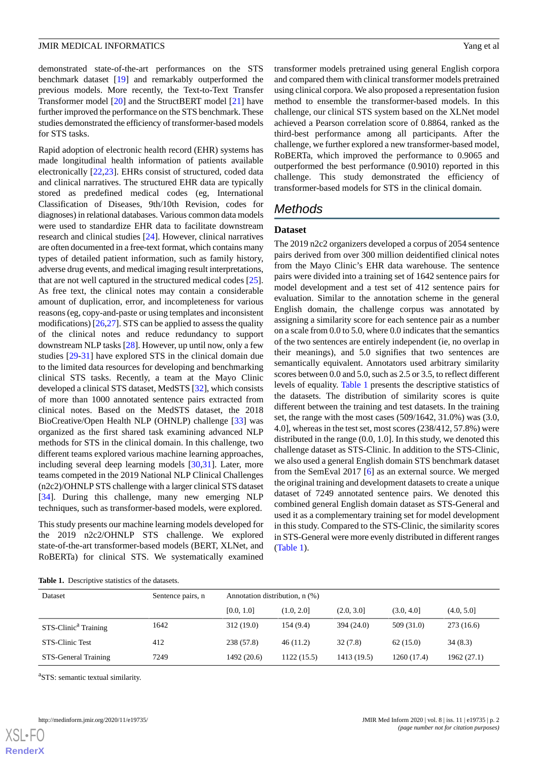demonstrated state-of-the-art performances on the STS benchmark dataset [19] and remarkably outperformed the previous models. More recently, the Text-to-Text Transfer Transformer model [20] and the StructBERT model [21] have further improved the performance on the STS benchmark. These studies demonstrated the efficiency of transformer-based models for STS tasks.

Rapid adoption of electronic health record (EHR) systems has made longitudinal health information of patients available electronically [22,23]. EHRs consist of structured, coded data and clinical narratives. The structured EHR data are typically stored as predefined medical codes (eg, International Classification of Diseases, 9th/10th Revision, codes for diagnoses) in relational databases. Various common data models were used to standardize EHR data to facilitate downstream research and clinical studies [24]. However, clinical narratives are often documented in a free-text format, which contains many types of detailed patient information, such as family history, adverse drug events, and medical imaging result interpretations, that are not well captured in the structured medical codes [25]. As free text, the clinical notes may contain a considerable amount of duplication, error, and incompleteness for various reasons (eg, copy-and-paste or using templates and inconsistent modifications) [26,27]. STS can be applied to assess the quality of the clinical notes and reduce redundancy to support downstream NLP tasks [28]. However, up until now, only a few studies [29-31] have explored STS in the clinical domain due to the limited data resources for developing and benchmarking clinical STS tasks. Recently, a team at the Mayo Clinic developed a clinical STS dataset, MedSTS [32], which consists of more than 1000 annotated sentence pairs extracted from clinical notes. Based on the MedSTS dataset, the 2018 BioCreative/Open Health NLP (OHNLP) challenge [33] was organized as the first shared task examining advanced NLP methods for STS in the clinical domain. In this challenge, two different teams explored various machine learning approaches, including several deep learning models [30,31]. Later, more teams competed in the 2019 National NLP Clinical Challenges (n2c2)/OHNLP STS challenge with a larger clinical STS dataset [34]. During this challenge, many new emerging NLP techniques, such as transformer-based models, were explored.

This study presents our machine learning models developed for the 2019 n2c2/OHNLP STS challenge. We explored state-of-the-art transformer-based models (BERT, XLNet, and RoBERTa) for clinical STS. We systematically examined transformer models pretrained using general English corpora and compared them with clinical transformer models pretrained using clinical corpora. We also proposed a representation fusion method to ensemble the transformer-based models. In this challenge, our clinical STS system based on the XLNet model achieved a Pearson correlation score of 0.8864, ranked as the third-best performance among all participants. After the challenge, we further explored a new transformer-based model, RoBERTa, which improved the performance to 0.9065 and outperformed the best performance (0.9010) reported in this challenge. This study demonstrated the efficiency of transformer-based models for STS in the clinical domain.

## Methods

### Dataset

The 2019 n2c2 organizers developed a corpus of 2054 sentence pairs derived from over 300 million deidentified clinical notes from the Mayo Clinic's EHR data warehouse. The sentence pairs were divided into a training set of 1642 sentence pairs for model development and a test set of 412 sentence pairs for evaluation. Similar to the annotation scheme in the general English domain, the challenge corpus was annotated by assigning a similarity score for each sentence pair as a number on a scale from 0.0 to 5.0, where 0.0 indicates that the semantics of the two sentences are entirely independent (ie, no overlap in their meanings), and 5.0 signifies that two sentences are semantically equivalent. Annotators used arbitrary similarity scores between 0.0 and 5.0, such as 2.5 or 3.5, to reflect different levels of equality. Table 1 presents the descriptive statistics of the datasets. The distribution of similarity scores is quite different between the training and test datasets. In the training set, the range with the most cases (509/1642, 31.0%) was (3.0, 4.0], whereas in the test set, most scores (238/412, 57.8%) were distributed in the range (0.0, 1.0]. In this study, we denoted this challenge dataset as STS-Clinic. In addition to the STS-Clinic, we also used a general English domain STS benchmark dataset from the SemEval 2017 [6] as an external source. We merged the original training and development datasets to create a unique dataset of 7249 annotated sentence pairs. We denoted this combined general English domain dataset as STS-General and used it as a complementary training set for model development in this study. Compared to the STS-Clinic, the similarity scores in STS-General were more evenly distributed in different ranges (Table 1).

**Table 1.** Descriptive statistics of the datasets.

| Dataset | Sentence pairs, n | Annotation distribution, n (%) | | | | |
|---|---|---|---|---|---|---|
| | | [0.0, 1.0] | (1.0, 2.0] | (2.0, 3.0] | (3.0, 4.0] | (4.0, 5.0] |
| STS-Clinic[a] Training | 1642 | 312 (19.0) | 154 (9.4) | 394 (24.0) | 509 (31.0) | 273 (16.6) |
| STS-Clinic Test | 412 | 238 (57.8) | 46 (11.2) | 32 (7.8) | 62 (15.0) | 34 (8.3) |
| STS-General Training | 7249 | 1492 (20.6) | 1122 (15.5) | 1413 (19.5) | 1260 (17.4) | 1962 (27.1) |

[a]STS: semantic textual similarity.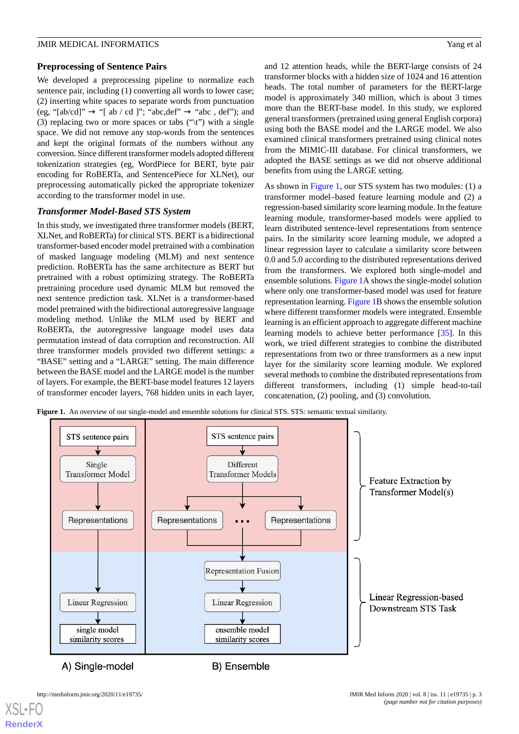### Preprocessing of Sentence Pairs

We developed a preprocessing pipeline to normalize each sentence pair, including (1) converting all words to lower case; (2) inserting white spaces to separate words from punctuation (eg, "[ab/cd]" → "[ ab / cd ]"; "abc,def" → "abc , def"); and (3) replacing two or more spaces or tabs ("\t") with a single space. We did not remove any stop-words from the sentences and kept the original formats of the numbers without any conversion. Since different transformer models adopted different tokenization strategies (eg, WordPiece for BERT, byte pair encoding for RoBERTa, and SentencePiece for XLNet), our preprocessing automatically picked the appropriate tokenizer according to the transformer model in use.

### *Transformer Model-Based STS System*

In this study, we investigated three transformer models (BERT, XLNet, and RoBERTa) for clinical STS. BERT is a bidirectional transformer-based encoder model pretrained with a combination of masked language modeling (MLM) and next sentence prediction. RoBERTa has the same architecture as BERT but pretrained with a robust optimizing strategy. The RoBERTa pretraining procedure used dynamic MLM but removed the next sentence prediction task. XLNet is a transformer-based model pretrained with the bidirectional autoregressive language modeling method. Unlike the MLM used by BERT and RoBERTa, the autoregressive language model uses data permutation instead of data corruption and reconstruction. All three transformer models provided two different settings: a "BASE" setting and a "LARGE" setting. The main difference between the BASE model and the LARGE model is the number of layers. For example, the BERT-base model features 12 layers of transformer encoder layers, 768 hidden units in each layer, and 12 attention heads, while the BERT-large consists of 24 transformer blocks with a hidden size of 1024 and 16 attention heads. The total number of parameters for the BERT-large model is approximately 340 million, which is about 3 times more than the BERT-base model. In this study, we explored general transformers (pretrained using general English corpora) using both the BASE model and the LARGE model. We also examined clinical transformers pretrained using clinical notes from the MIMIC-III database. For clinical transformers, we adopted the BASE settings as we did not observe additional benefits from using the LARGE setting.

As shown in Figure 1, our STS system has two modules: (1) a transformer model–based feature learning module and (2) a regression-based similarity score learning module. In the feature learning module, transformer-based models were applied to learn distributed sentence-level representations from sentence pairs. In the similarity score learning module, we adopted a linear regression layer to calculate a similarity score between 0.0 and 5.0 according to the distributed representations derived from the transformers. We explored both single-model and ensemble solutions. Figure 1A shows the single-model solution where only one transformer-based model was used for feature representation learning. Figure 1B shows the ensemble solution where different transformer models were integrated. Ensemble learning is an efficient approach to aggregate different machine learning models to achieve better performance [35]. In this work, we tried different strategies to combine the distributed representations from two or three transformers as a new input layer for the similarity score learning module. We explored several methods to combine the distributed representations from different transformers, including (1) simple head-to-tail concatenation, (2) pooling, and (3) convolution.

**Figure 1.** An overview of our single-model and ensemble solutions for clinical STS. STS: semantic textual similarity.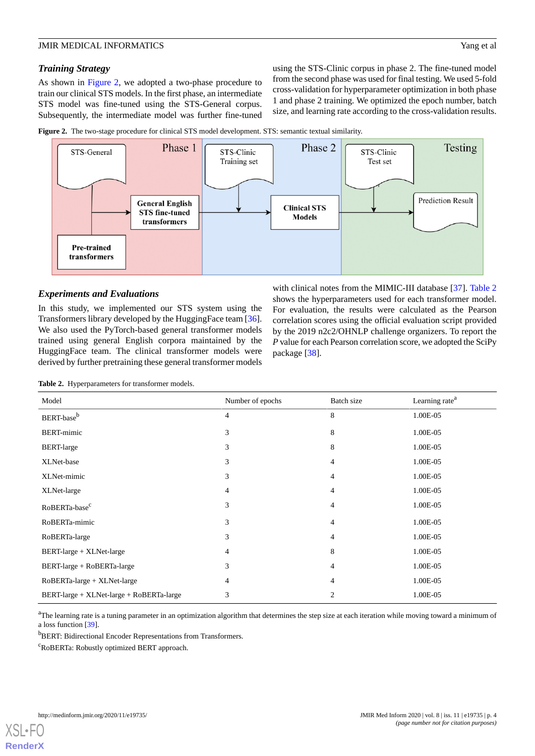### Training Strategy

As shown in Figure 2, we adopted a two-phase procedure to train our clinical STS models. In the first phase, an intermediate STS model was fine-tuned using the STS-General corpus. Subsequently, the intermediate model was further fine-tuned using the STS-Clinic corpus in phase 2. The fine-tuned model from the second phase was used for final testing. We used 5-fold cross-validation for hyperparameter optimization in both phase 1 and phase 2 training. We optimized the epoch number, batch size, and learning rate according to the cross-validation results.

**Figure 2.** The two-stage procedure for clinical STS model development. STS: semantic textual similarity.

### Experiments and Evaluations

In this study, we implemented our STS system using the Transformers library developed by the HuggingFace team [36]. We also used the PyTorch-based general transformer models trained using general English corpora maintained by the HuggingFace team. The clinical transformer models were derived by further pretraining these general transformer models with clinical notes from the MIMIC-III database [37]. Table 2 shows the hyperparameters used for each transformer model. For evaluation, the results were calculated as the Pearson correlation scores using the official evaluation script provided by the 2019 n2c2/OHNLP challenge organizers. To report the *P* value for each Pearson correlation score, we adopted the SciPy package [38].

**Table 2.** Hyperparameters for transformer models.

| Model | Number of epochs | Batch size | Learning rate[a] |
|---|---|---|---|
| BERT-base[b] | 4 | 8 | 1.00E-05 |
| BERT-mimic | 3 | 8 | 1.00E-05 |
| BERT-large | 3 | 8 | 1.00E-05 |
| XLNet-base | 3 | 4 | 1.00E-05 |
| XLNet-mimic | 3 | 4 | 1.00E-05 |
| XLNet-large | 4 | 4 | 1.00E-05 |
| RoBERTa-base[c] | 3 | 4 | 1.00E-05 |
| RoBERTa-mimic | 3 | 4 | 1.00E-05 |
| RoBERTa-large | 3 | 4 | 1.00E-05 |
| BERT-large + XLNet-large | 4 | 8 | 1.00E-05 |
| BERT-large + RoBERTa-large | 3 | 4 | 1.00E-05 |
| RoBERTa-large + XLNet-large | 4 | 4 | 1.00E-05 |
| BERT-large + XLNet-large + RoBERTa-large | 3 | 2 | 1.00E-05 |

[a]The learning rate is a tuning parameter in an optimization algorithm that determines the step size at each iteration while moving toward a minimum of a loss function [39].

[b]BERT: Bidirectional Encoder Representations from Transformers.

[c]RoBERTa: Robustly optimized BERT approach.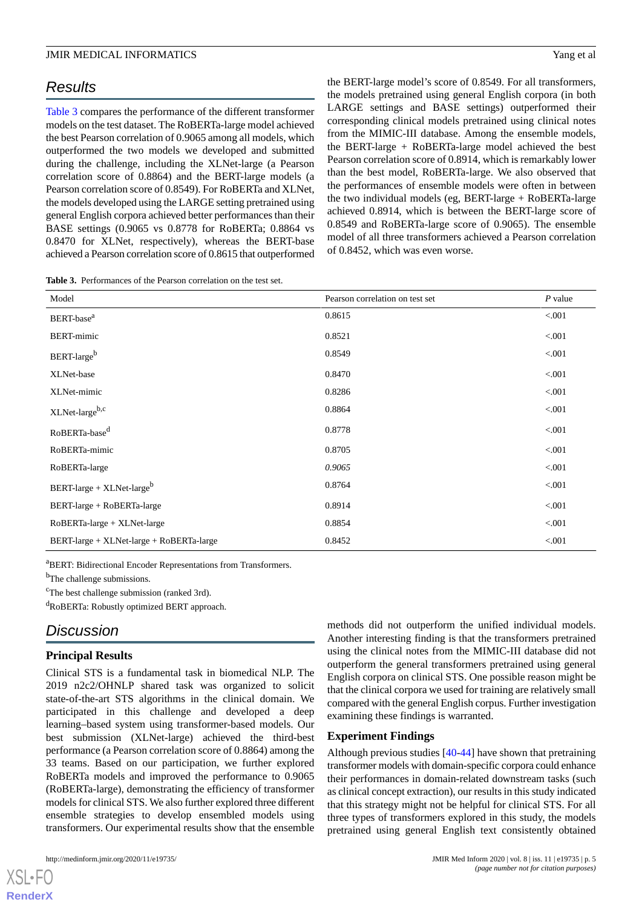## Results

Table 3 compares the performance of the different transformer models on the test dataset. The RoBERTa-large model achieved the best Pearson correlation of 0.9065 among all models, which outperformed the two models we developed and submitted during the challenge, including the XLNet-large (a Pearson correlation score of 0.8864) and the BERT-large models (a Pearson correlation score of 0.8549). For RoBERTa and XLNet, the models developed using the LARGE setting pretrained using general English corpora achieved better performances than their BASE settings (0.9065 vs 0.8778 for RoBERTa; 0.8864 vs 0.8470 for XLNet, respectively), whereas the BERT-base achieved a Pearson correlation score of 0.8615 that outperformed the BERT-large model's score of 0.8549. For all transformers, the models pretrained using general English corpora (in both LARGE settings and BASE settings) outperformed their corresponding clinical models pretrained using clinical notes from the MIMIC-III database. Among the ensemble models, the BERT-large + RoBERTa-large model achieved the best Pearson correlation score of 0.8914, which is remarkably lower than the best model, RoBERTa-large. We also observed that the performances of ensemble models were often in between the two individual models (eg, BERT-large + RoBERTa-large achieved 0.8914, which is between the BERT-large score of 0.8549 and RoBERTa-large score of 0.9065). The ensemble model of all three transformers achieved a Pearson correlation of 0.8452, which was even worse.

**Table 3.** Performances of the Pearson correlation on the test set.

| Model | Pearson correlation on test set | *P* value |
|---|---|---|
| BERT-base[a] | 0.8615 | <.001 |
| BERT-mimic | 0.8521 | <.001 |
| BERT-large[b] | 0.8549 | <.001 |
| XLNet-base | 0.8470 | <.001 |
| XLNet-mimic | 0.8286 | <.001 |
| XLNet-large[b,c] | 0.8864 | <.001 |
| RoBERTa-base[d] | 0.8778 | <.001 |
| RoBERTa-mimic | 0.8705 | <.001 |
| RoBERTa-large | *0.9065* | <.001 |
| BERT-large + XLNet-large[b] | 0.8764 | <.001 |
| BERT-large + RoBERTa-large | 0.8914 | <.001 |
| RoBERTa-large + XLNet-large | 0.8854 | <.001 |
| BERT-large + XLNet-large + RoBERTa-large | 0.8452 | <.001 |

[a]BERT: Bidirectional Encoder Representations from Transformers.

[b]The challenge submissions.

[c]The best challenge submission (ranked 3rd).

[d]RoBERTa: Robustly optimized BERT approach.

## Discussion

### Principal Results

Clinical STS is a fundamental task in biomedical NLP. The 2019 n2c2/OHNLP shared task was organized to solicit state-of-the-art STS algorithms in the clinical domain. We participated in this challenge and developed a deep learning–based system using transformer-based models. Our best submission (XLNet-large) achieved the third-best performance (a Pearson correlation score of 0.8864) among the 33 teams. Based on our participation, we further explored RoBERTa models and improved the performance to 0.9065 (RoBERTa-large), demonstrating the efficiency of transformer models for clinical STS. We also further explored three different ensemble strategies to develop ensembled models using transformers. Our experimental results show that the ensemble methods did not outperform the unified individual models. Another interesting finding is that the transformers pretrained using the clinical notes from the MIMIC-III database did not outperform the general transformers pretrained using general English corpora on clinical STS. One possible reason might be that the clinical corpora we used for training are relatively small compared with the general English corpus. Further investigation examining these findings is warranted.

### Experiment Findings

Although previous studies [40-44] have shown that pretraining transformer models with domain-specific corpora could enhance their performances in domain-related downstream tasks (such as clinical concept extraction), our results in this study indicated that this strategy might not be helpful for clinical STS. For all three types of transformers explored in this study, the models pretrained using general English text consistently obtained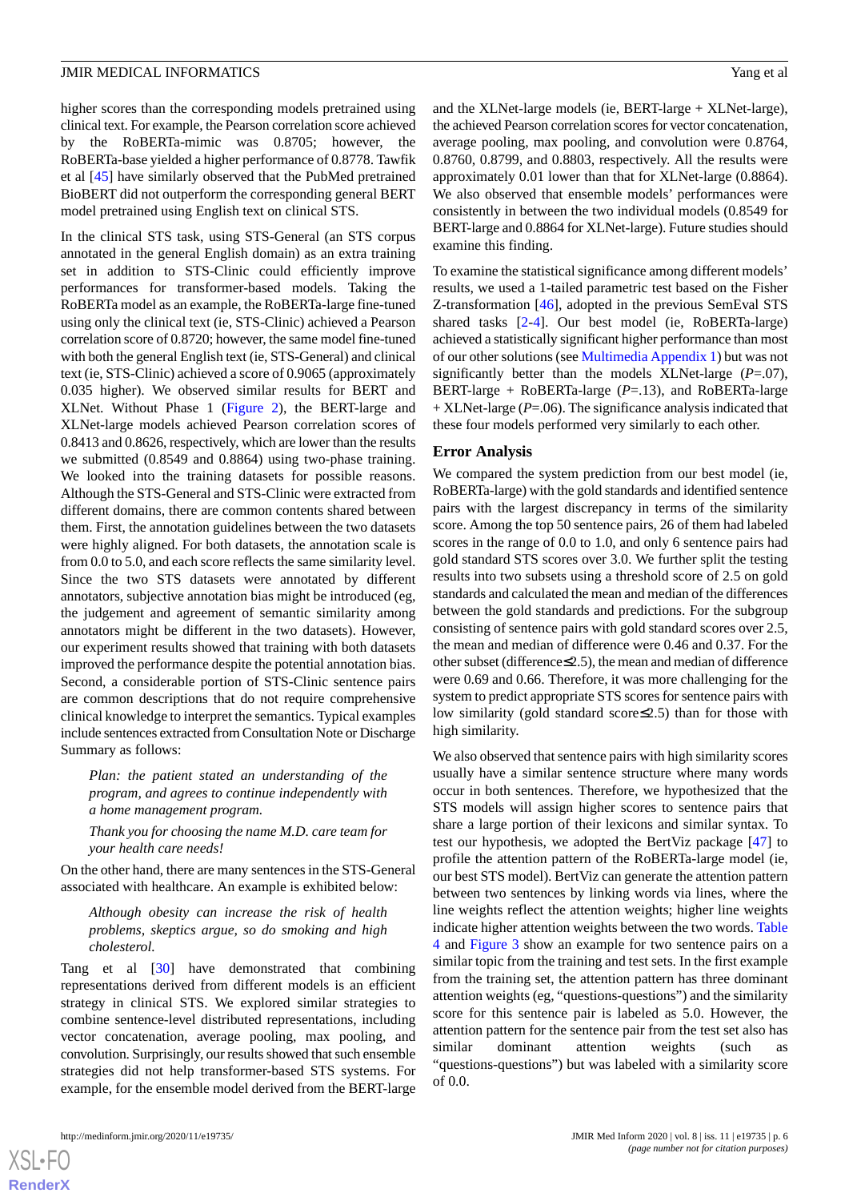higher scores than the corresponding models pretrained using clinical text. For example, the Pearson correlation score achieved by the RoBERTa-mimic model was 0.8705; however, the RoBERTa-base yielded a higher performance of 0.8778. Tawfik et al [45] have similarly observed that the PubMed pretrained BioBERT did not outperform the corresponding general BERT model pretrained using English text on clinical STS.

In the clinical STS task, using STS-General (an STS corpus annotated in the general English domain) as an extra training set in addition to STS-Clinic could efficiently improve performances for transformer-based models. Taking the RoBERTa model as an example, the RoBERTa-large fine-tuned using only the clinical text (ie, STS-Clinic) achieved a Pearson correlation score of 0.8720; however, the same model fine-tuned with both the general English text (ie, STS-General) and clinical text (ie, STS-Clinic) achieved a score of 0.9065 (approximately 0.035 higher). We observed similar results for BERT and XLNet. Without Phase 1 (Figure 2), the BERT-large and XLNet-large models achieved Pearson correlation scores of 0.8413 and 0.8626, respectively, which are lower than the results we submitted (0.8549 and 0.8864) using two-phase training. We looked into the training datasets for possible reasons. Although the STS-General and STS-Clinic were extracted from different domains, there are common contents shared between them. First, the annotation guidelines between the two datasets were highly aligned. For both datasets, the annotation scale is from 0.0 to 5.0, and each score reflects the same similarity level. Since the two STS datasets were annotated by different annotators, subjective annotation bias might be introduced (eg, the judgement and agreement of semantic similarity among annotators might be different in the two datasets). However, our experiment results showed that training with both datasets improved the performance despite the potential annotation bias. Second, a considerable portion of STS-Clinic sentence pairs are common descriptions that do not require comprehensive clinical knowledge to interpret the semantics. Typical examples include sentences extracted from Consultation Note or Discharge Summary as follows:

> *Plan: the patient stated an understanding of the program, and agrees to continue independently with a home management program.*
>
> *Thank you for choosing the name M.D. care team for your health care needs!*

On the other hand, there are many sentences in the STS-General associated with healthcare. An example is exhibited below:

> *Although obesity can increase the risk of health problems, skeptics argue, so do smoking and high cholesterol.*

Tang et al [30] have demonstrated that combining representations derived from different models is an efficient strategy in clinical STS. We explored similar strategies to combine sentence-level distributed representations, including vector concatenation, average pooling, max pooling, and convolution. Surprisingly, our results showed that such ensemble strategies did not help transformer-based STS systems. For example, for the ensemble model derived from the BERT-large and the XLNet-large models (ie, BERT-large + XLNet-large), the achieved Pearson correlation scores for vector concatenation, average pooling, max pooling, and convolution were 0.8764, 0.8760, 0.8799, and 0.8803, respectively. All the results were approximately 0.01 lower than that for XLNet-large (0.8864). We also observed that ensemble models' performances were consistently in between the two individual models (0.8549 for BERT-large and 0.8864 for XLNet-large). Future studies should examine this finding.

To examine the statistical significance among different models' results, we used a 1-tailed parametric test based on the Fisher Z-transformation [46], adopted in the previous SemEval STS shared tasks [2-4]. Our best model (ie, RoBERTa-large) achieved a statistically significant higher performance than most of our other solutions (see Multimedia Appendix 1) but was not significantly better than the models XLNet-large ($P$=.07), BERT-large + RoBERTa-large ($P$=.13), and RoBERTa-large + XLNet-large ($P$=.06). The significance analysis indicated that these four models performed very similarly to each other.

## Error Analysis

We compared the system prediction from our best model (ie, RoBERTa-large) with the gold standards and identified sentence pairs with the largest discrepancy in terms of the similarity score. Among the top 50 sentence pairs, 26 of them had labeled scores in the range of 0.0 to 1.0, and only 6 sentence pairs had gold standard STS scores over 3.0. We further split the testing results into two subsets using a threshold score of 2.5 on gold standards and calculated the mean and median of the differences between the gold standards and predictions. For the subgroup consisting of sentence pairs with gold standard scores over 2.5, the mean and median of difference were 0.46 and 0.37. For the other subset (difference≤2.5), the mean and median of difference were 0.69 and 0.66. Therefore, it was more challenging for the system to predict appropriate STS scores for sentence pairs with low similarity (gold standard score≤2.5) than for those with high similarity.

We also observed that sentence pairs with high similarity scores usually have a similar sentence structure where many words occur in both sentences. Therefore, we hypothesized that the STS models will assign higher scores to sentence pairs that share a large portion of their lexicons and similar syntax. To test our hypothesis, we adopted the BertViz package [47] to profile the attention pattern of the RoBERTa-large model (ie, our best STS model). BertViz can generate the attention pattern between two sentences by linking words via lines, where the line weights reflect the attention weights; higher line weights indicate higher attention weights between the two words. Table 4 and Figure 3 show an example for two sentence pairs on a similar topic from the training and test sets. In the first example from the training set, the attention pattern has three dominant attention weights (eg, "questions-questions") and the similarity score for this sentence pair is labeled as 5.0. However, the attention pattern for the sentence pair from the test set also has similar dominant attention weights (such as "questions-questions") but was labeled with a similarity score of 0.0.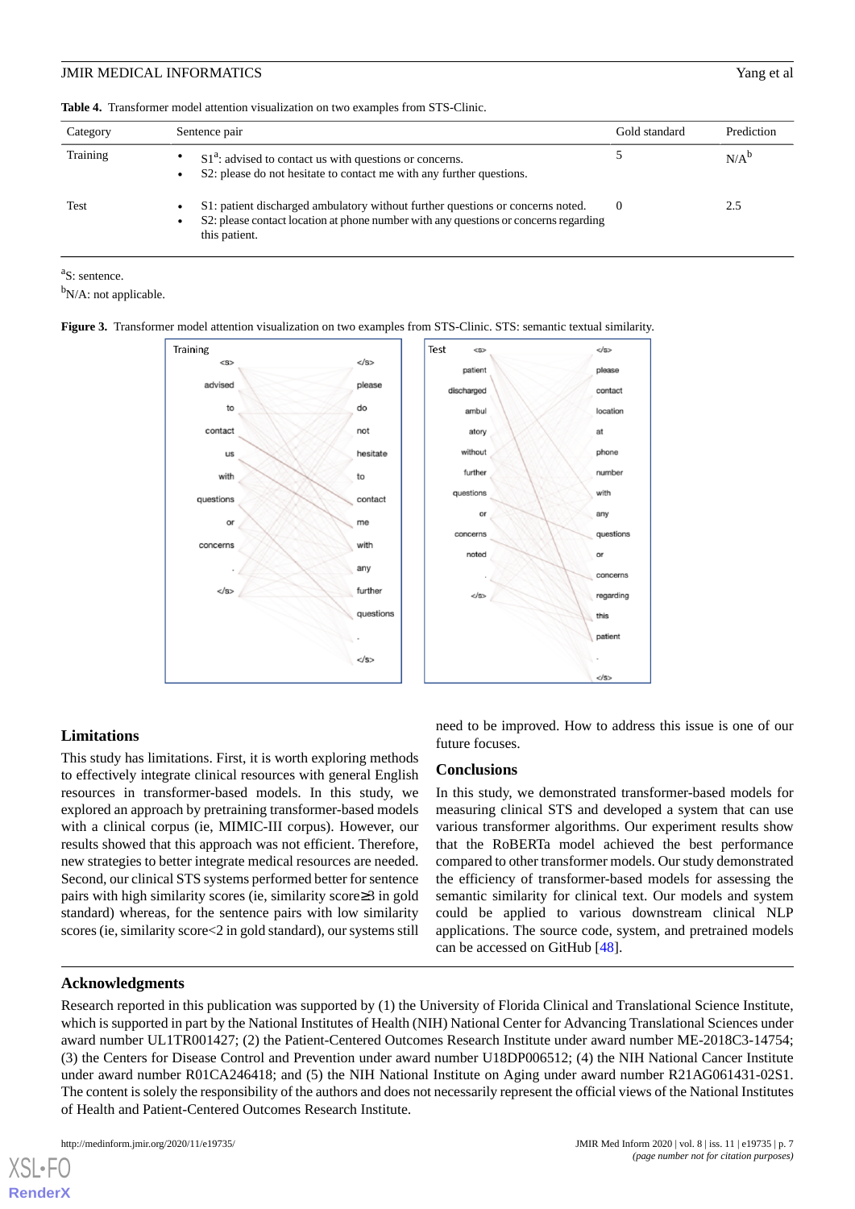**Table 4.** Transformer model attention visualization on two examples from STS-Clinic.

| Category | Sentence pair | Gold standard | Prediction |
|---|---|---|---|
| Training | • S1[a]: advised to contact us with questions or concerns.<br>• S2: please do not hesitate to contact me with any further questions. | 5 | N/A[b] |
| Test | • S1: patient discharged ambulatory without further questions or concerns noted.<br>• S2: please contact location at phone number with any questions or concerns regarding this patient. | 0 | 2.5 |

[a]S: sentence.

[b]N/A: not applicable.

**Figure 3.** Transformer model attention visualization on two examples from STS-Clinic. STS: semantic textual similarity.

## Limitations

This study has limitations. First, it is worth exploring methods to effectively integrate clinical resources with general English resources in transformer-based models. In this study, we explored an approach by pretraining transformer-based models with a clinical corpus (ie, MIMIC-III corpus). However, our results showed that this approach was not efficient. Therefore, new strategies to better integrate medical resources are needed. Second, our clinical STS systems performed better for sentence pairs with high similarity scores (ie, similarity score≥3 in gold standard) whereas, for the sentence pairs with low similarity scores (ie, similarity score<2 in gold standard), our systems still need to be improved. How to address this issue is one of our future focuses.

## Conclusions

In this study, we demonstrated transformer-based models for measuring clinical STS and developed a system that can use various transformer algorithms. Our experiment results show that the RoBERTa model achieved the best performance compared to other transformer models. Our study demonstrated the efficiency of transformer-based models for assessing the semantic similarity for clinical text. Our models and system could be applied to various downstream clinical NLP applications. The source code, system, and pretrained models can be accessed on GitHub [48].

## Acknowledgments

Research reported in this publication was supported by (1) the University of Florida Clinical and Translational Science Institute, which is supported in part by the National Institutes of Health (NIH) National Center for Advancing Translational Sciences under award number UL1TR001427; (2) the Patient-Centered Outcomes Research Institute under award number ME-2018C3-14754; (3) the Centers for Disease Control and Prevention under award number U18DP006512; (4) the NIH National Cancer Institute under award number R01CA246418; and (5) the NIH National Institute on Aging under award number R21AG061431-02S1. The content is solely the responsibility of the authors and does not necessarily represent the official views of the National Institutes of Health and Patient-Centered Outcomes Research Institute.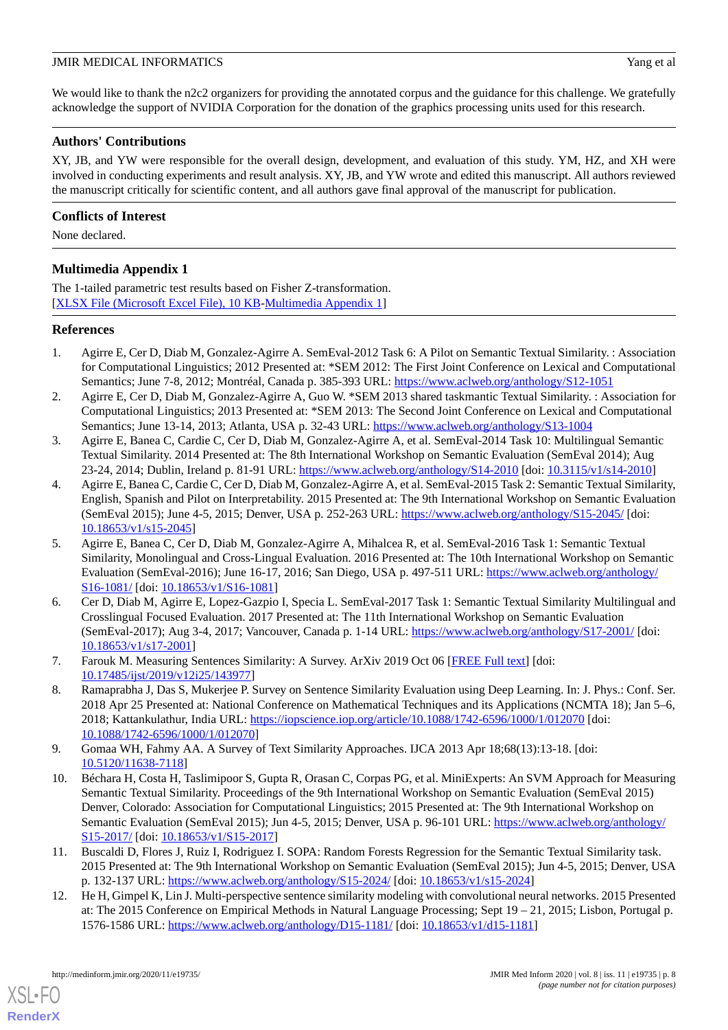We would like to thank the n2c2 organizers for providing the annotated corpus and the guidance for this challenge. We gratefully acknowledge the support of NVIDIA Corporation for the donation of the graphics processing units used for this research.

## Authors' Contributions

XY, JB, and YW were responsible for the overall design, development, and evaluation of this study. YM, HZ, and XH were involved in conducting experiments and result analysis. XY, JB, and YW wrote and edited this manuscript. All authors reviewed the manuscript critically for scientific content, and all authors gave final approval of the manuscript for publication.

## Conflicts of Interest

None declared.

## Multimedia Appendix 1

The 1-tailed parametric test results based on Fisher Z-transformation.
[XLSX File (Microsoft Excel File), 10 KB-Multimedia Appendix 1]

## References

1. Agirre E, Cer D, Diab M, Gonzalez-Agirre A. SemEval-2012 Task 6: A Pilot on Semantic Textual Similarity. : Association for Computational Linguistics; 2012 Presented at: *SEM 2012: The First Joint Conference on Lexical and Computational Semantics; June 7-8, 2012; Montréal, Canada p. 385-393 URL: https://www.aclweb.org/anthology/S12-1051
2. Agirre E, Cer D, Diab M, Gonzalez-Agirre A, Guo W. *SEM 2013 shared taskmantic Textual Similarity. : Association for Computational Linguistics; 2013 Presented at: *SEM 2013: The Second Joint Conference on Lexical and Computational Semantics; June 13-14, 2013; Atlanta, USA p. 32-43 URL: https://www.aclweb.org/anthology/S13-1004
3. Agirre E, Banea C, Cardie C, Cer D, Diab M, Gonzalez-Agirre A, et al. SemEval-2014 Task 10: Multilingual Semantic Textual Similarity. 2014 Presented at: The 8th International Workshop on Semantic Evaluation (SemEval 2014); Aug 23-24, 2014; Dublin, Ireland p. 81-91 URL: https://www.aclweb.org/anthology/S14-2010 [doi: 10.3115/v1/s14-2010]
4. Agirre E, Banea C, Cardie C, Cer D, Diab M, Gonzalez-Agirre A, et al. SemEval-2015 Task 2: Semantic Textual Similarity, English, Spanish and Pilot on Interpretability. 2015 Presented at: The 9th International Workshop on Semantic Evaluation (SemEval 2015); June 4-5, 2015; Denver, USA p. 252-263 URL: https://www.aclweb.org/anthology/S15-2045/ [doi: 10.18653/v1/s15-2045]
5. Agirre E, Banea C, Cer D, Diab M, Gonzalez-Agirre A, Mihalcea R, et al. SemEval-2016 Task 1: Semantic Textual Similarity, Monolingual and Cross-Lingual Evaluation. 2016 Presented at: The 10th International Workshop on Semantic Evaluation (SemEval-2016); June 16-17, 2016; San Diego, USA p. 497-511 URL: https://www.aclweb.org/anthology/S16-1081/ [doi: 10.18653/v1/S16-1081]
6. Cer D, Diab M, Agirre E, Lopez-Gazpio I, Specia L. SemEval-2017 Task 1: Semantic Textual Similarity Multilingual and Crosslingual Focused Evaluation. 2017 Presented at: The 11th International Workshop on Semantic Evaluation (SemEval-2017); Aug 3-4, 2017; Vancouver, Canada p. 1-14 URL: https://www.aclweb.org/anthology/S17-2001/ [doi: 10.18653/v1/s17-2001]
7. Farouk M. Measuring Sentences Similarity: A Survey. ArXiv 2019 Oct 06 [FREE Full text] [doi: 10.17485/ijst/2019/v12i25/143977]
8. Ramaprabha J, Das S, Mukerjee P. Survey on Sentence Similarity Evaluation using Deep Learning. In: J. Phys.: Conf. Ser. 2018 Apr 25 Presented at: National Conference on Mathematical Techniques and its Applications (NCMTA 18); Jan 5–6, 2018; Kattankulathur, India URL: https://iopscience.iop.org/article/10.1088/1742-6596/1000/1/012070 [doi: 10.1088/1742-6596/1000/1/012070]
9. Gomaa WH, Fahmy AA. A Survey of Text Similarity Approaches. IJCA 2013 Apr 18;68(13):13-18. [doi: 10.5120/11638-7118]
10. Béchara H, Costa H, Taslimipoor S, Gupta R, Orasan C, Corpas PG, et al. MiniExperts: An SVM Approach for Measuring Semantic Textual Similarity. Proceedings of the 9th International Workshop on Semantic Evaluation (SemEval 2015) Denver, Colorado: Association for Computational Linguistics; 2015 Presented at: The 9th International Workshop on Semantic Evaluation (SemEval 2015); Jun 4-5, 2015; Denver, USA p. 96-101 URL: https://www.aclweb.org/anthology/S15-2017/ [doi: 10.18653/v1/S15-2017]
11. Buscaldi D, Flores J, Ruiz I, Rodriguez I. SOPA: Random Forests Regression for the Semantic Textual Similarity task. 2015 Presented at: The 9th International Workshop on Semantic Evaluation (SemEval 2015); Jun 4-5, 2015; Denver, USA p. 132-137 URL: https://www.aclweb.org/anthology/S15-2024/ [doi: 10.18653/v1/s15-2024]
12. He H, Gimpel K, Lin J. Multi-perspective sentence similarity modeling with convolutional neural networks. 2015 Presented at: The 2015 Conference on Empirical Methods in Natural Language Processing; Sept 19 – 21, 2015; Lisbon, Portugal p. 1576-1586 URL: https://www.aclweb.org/anthology/D15-1181/ [doi: 10.18653/v1/d15-1181]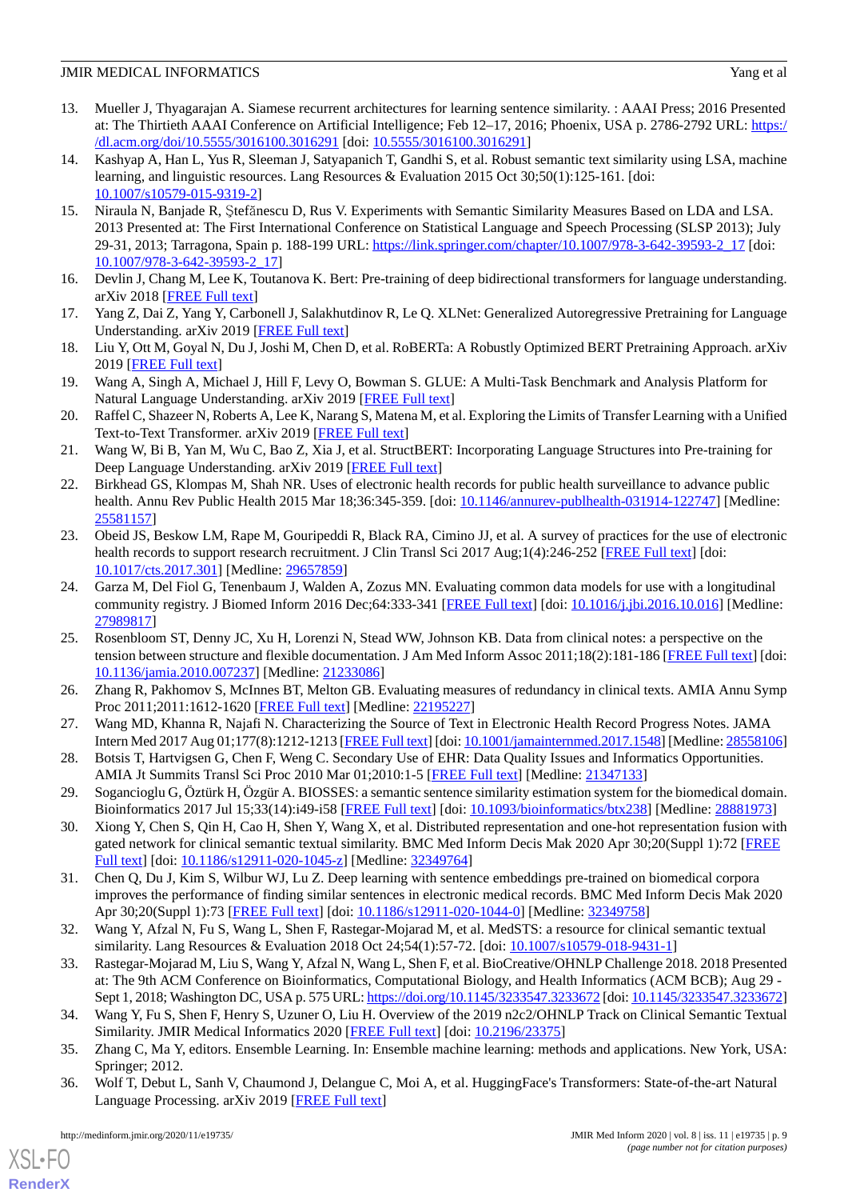13. Mueller J, Thyagarajan A. Siamese recurrent architectures for learning sentence similarity. : AAAI Press; 2016 Presented at: The Thirtieth AAAI Conference on Artificial Intelligence; Feb 12–17, 2016; Phoenix, USA p. 2786-2792 URL: https://dl.acm.org/doi/10.5555/3016100.3016291 [doi: 10.5555/3016100.3016291]
14. Kashyap A, Han L, Yus R, Sleeman J, Satyapanich T, Gandhi S, et al. Robust semantic text similarity using LSA, machine learning, and linguistic resources. Lang Resources & Evaluation 2015 Oct 30;50(1):125-161. [doi: 10.1007/s10579-015-9319-2]
15. Niraula N, Banjade R, Ştefănescu D, Rus V. Experiments with Semantic Similarity Measures Based on LDA and LSA. 2013 Presented at: The First International Conference on Statistical Language and Speech Processing (SLSP 2013); July 29-31, 2013; Tarragona, Spain p. 188-199 URL: https://link.springer.com/chapter/10.1007/978-3-642-39593-2_17 [doi: 10.1007/978-3-642-39593-2_17]
16. Devlin J, Chang M, Lee K, Toutanova K. Bert: Pre-training of deep bidirectional transformers for language understanding. arXiv 2018 [FREE Full text]
17. Yang Z, Dai Z, Yang Y, Carbonell J, Salakhutdinov R, Le Q. XLNet: Generalized Autoregressive Pretraining for Language Understanding. arXiv 2019 [FREE Full text]
18. Liu Y, Ott M, Goyal N, Du J, Joshi M, Chen D, et al. RoBERTa: A Robustly Optimized BERT Pretraining Approach. arXiv 2019 [FREE Full text]
19. Wang A, Singh A, Michael J, Hill F, Levy O, Bowman S. GLUE: A Multi-Task Benchmark and Analysis Platform for Natural Language Understanding. arXiv 2019 [FREE Full text]
20. Raffel C, Shazeer N, Roberts A, Lee K, Narang S, Matena M, et al. Exploring the Limits of Transfer Learning with a Unified Text-to-Text Transformer. arXiv 2019 [FREE Full text]
21. Wang W, Bi B, Yan M, Wu C, Bao Z, Xia J, et al. StructBERT: Incorporating Language Structures into Pre-training for Deep Language Understanding. arXiv 2019 [FREE Full text]
22. Birkhead GS, Klompas M, Shah NR. Uses of electronic health records for public health surveillance to advance public health. Annu Rev Public Health 2015 Mar 18;36:345-359. [doi: 10.1146/annurev-publhealth-031914-122747] [Medline: 25581157]
23. Obeid JS, Beskow LM, Rape M, Gouripeddi R, Black RA, Cimino JJ, et al. A survey of practices for the use of electronic health records to support research recruitment. J Clin Transl Sci 2017 Aug;1(4):246-252 [FREE Full text] [doi: 10.1017/cts.2017.301] [Medline: 29657859]
24. Garza M, Del Fiol G, Tenenbaum J, Walden A, Zozus MN. Evaluating common data models for use with a longitudinal community registry. J Biomed Inform 2016 Dec;64:333-341 [FREE Full text] [doi: 10.1016/j.jbi.2016.10.016] [Medline: 27989817]
25. Rosenbloom ST, Denny JC, Xu H, Lorenzi N, Stead WW, Johnson KB. Data from clinical notes: a perspective on the tension between structure and flexible documentation. J Am Med Inform Assoc 2011;18(2):181-186 [FREE Full text] [doi: 10.1136/jamia.2010.007237] [Medline: 21233086]
26. Zhang R, Pakhomov S, McInnes BT, Melton GB. Evaluating measures of redundancy in clinical texts. AMIA Annu Symp Proc 2011;2011:1612-1620 [FREE Full text] [Medline: 22195227]
27. Wang MD, Khanna R, Najafi N. Characterizing the Source of Text in Electronic Health Record Progress Notes. JAMA Intern Med 2017 Aug 01;177(8):1212-1213 [FREE Full text] [doi: 10.1001/jamainternmed.2017.1548] [Medline: 28558106]
28. Botsis T, Hartvigsen G, Chen F, Weng C. Secondary Use of EHR: Data Quality Issues and Informatics Opportunities. AMIA Jt Summits Transl Sci Proc 2010 Mar 01;2010:1-5 [FREE Full text] [Medline: 21347133]
29. Soganciogl u G, Öztürk H, Özgür A. BIOSSES: a semantic sentence similarity estimation system for the biomedical domain. Bioinformatics 2017 Jul 15;33(14):i49-i58 [FREE Full text] [doi: 10.1093/bioinformatics/btx238] [Medline: 28881973]
30. Xiong Y, Chen S, Qin H, Cao H, Shen Y, Wang X, et al. Distributed representation and one-hot representation fusion with gated network for clinical semantic textual similarity. BMC Med Inform Decis Mak 2020 Apr 30;20(Suppl 1):72 [FREE Full text] [doi: 10.1186/s12911-020-1045-z] [Medline: 32349764]
31. Chen Q, Du J, Kim S, Wilbur WJ, Lu Z. Deep learning with sentence embeddings pre-trained on biomedical corpora improves the performance of finding similar sentences in electronic medical records. BMC Med Inform Decis Mak 2020 Apr 30;20(Suppl 1):73 [FREE Full text] [doi: 10.1186/s12911-020-1044-0] [Medline: 32349758]
32. Wang Y, Afzal N, Fu S, Wang L, Shen F, Rastegar-Mojarad M, et al. MedSTS: a resource for clinical semantic textual similarity. Lang Resources & Evaluation 2018 Oct 24;54(1):57-72. [doi: 10.1007/s10579-018-9431-1]
33. Rastegar-Mojarad M, Liu S, Wang Y, Afzal N, Wang L, Shen F, et al. BioCreative/OHNLP Challenge 2018. 2018 Presented at: The 9th ACM Conference on Bioinformatics, Computational Biology, and Health Informatics (ACM BCB); Aug 29 - Sept 1, 2018; Washington DC, USA p. 575 URL: https://doi.org/10.1145/3233547.3233672 [doi: 10.1145/3233547.3233672]
34. Wang Y, Fu S, Shen F, Henry S, Uzuner O, Liu H. Overview of the 2019 n2c2/OHNLP Track on Clinical Semantic Textual Similarity. JMIR Medical Informatics 2020 [FREE Full text] [doi: 10.2196/23375]
35. Zhang C, Ma Y, editors. Ensemble Learning. In: Ensemble machine learning: methods and applications. New York, USA: Springer; 2012.
36. Wolf T, Debut L, Sanh V, Chaumond J, Delangue C, Moi A, et al. HuggingFace's Transformers: State-of-the-art Natural Language Processing. arXiv 2019 [FREE Full text]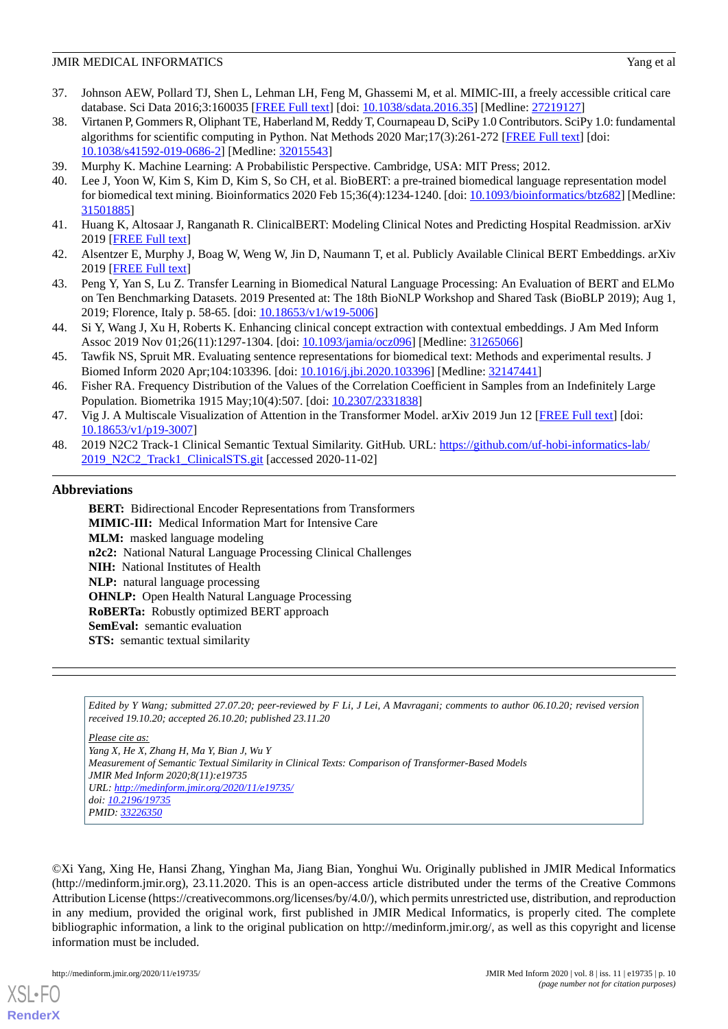37. Johnson AEW, Pollard TJ, Shen L, Lehman LH, Feng M, Ghassemi M, et al. MIMIC-III, a freely accessible critical care database. Sci Data 2016;3:160035 [FREE Full text] [doi: 10.1038/sdata.2016.35] [Medline: 27219127]
38. Virtanen P, Gommers R, Oliphant TE, Haberland M, Reddy T, Cournapeau D, SciPy 1.0 Contributors. SciPy 1.0: fundamental algorithms for scientific computing in Python. Nat Methods 2020 Mar;17(3):261-272 [FREE Full text] [doi: 10.1038/s41592-019-0686-2] [Medline: 32015543]
39. Murphy K. Machine Learning: A Probabilistic Perspective. Cambridge, USA: MIT Press; 2012.
40. Lee J, Yoon W, Kim S, Kim D, Kim S, So CH, et al. BioBERT: a pre-trained biomedical language representation model for biomedical text mining. Bioinformatics 2020 Feb 15;36(4):1234-1240. [doi: 10.1093/bioinformatics/btz682] [Medline: 31501885]
41. Huang K, Altosaar J, Ranganath R. ClinicalBERT: Modeling Clinical Notes and Predicting Hospital Readmission. arXiv 2019 [FREE Full text]
42. Alsentzer E, Murphy J, Boag W, Weng W, Jin D, Naumann T, et al. Publicly Available Clinical BERT Embeddings. arXiv 2019 [FREE Full text]
43. Peng Y, Yan S, Lu Z. Transfer Learning in Biomedical Natural Language Processing: An Evaluation of BERT and ELMo on Ten Benchmarking Datasets. 2019 Presented at: The 18th BioNLP Workshop and Shared Task (BioBLP 2019); Aug 1, 2019; Florence, Italy p. 58-65. [doi: 10.18653/v1/w19-5006]
44. Si Y, Wang J, Xu H, Roberts K. Enhancing clinical concept extraction with contextual embeddings. J Am Med Inform Assoc 2019 Nov 01;26(11):1297-1304. [doi: 10.1093/jamia/ocz096] [Medline: 31265066]
45. Tawfik NS, Spruit MR. Evaluating sentence representations for biomedical text: Methods and experimental results. J Biomed Inform 2020 Apr;104:103396. [doi: 10.1016/j.jbi.2020.103396] [Medline: 32147441]
46. Fisher RA. Frequency Distribution of the Values of the Correlation Coefficient in Samples from an Indefinitely Large Population. Biometrika 1915 May;10(4):507. [doi: 10.2307/2331838]
47. Vig J. A Multiscale Visualization of Attention in the Transformer Model. arXiv 2019 Jun 12 [FREE Full text] [doi: 10.18653/v1/p19-3007]
48. 2019 N2C2 Track-1 Clinical Semantic Textual Similarity. GitHub. URL: https://github.com/uf-hobi-informatics-lab/2019_N2C2_Track1_ClinicalSTS.git [accessed 2020-11-02]

## Abbreviations

**BERT:** Bidirectional Encoder Representations from Transformers
**MIMIC-III:** Medical Information Mart for Intensive Care
**MLM:** masked language modeling
**n2c2:** National Natural Language Processing Clinical Challenges
**NIH:** National Institutes of Health
**NLP:** natural language processing
**OHNLP:** Open Health Natural Language Processing
**RoBERTa:** Robustly optimized BERT approach
**SemEval:** semantic evaluation
**STS:** semantic textual similarity

*Edited by Y Wang; submitted 27.07.20; peer-reviewed by F Li, J Lei, A Mavragani; comments to author 06.10.20; revised version received 19.10.20; accepted 26.10.20; published 23.11.20*

*Please cite as:*
*Yang X, He X, Zhang H, Ma Y, Bian J, Wu Y*
*Measurement of Semantic Textual Similarity in Clinical Texts: Comparison of Transformer-Based Models*
*JMIR Med Inform 2020;8(11):e19735*
*URL: http://medinform.jmir.org/2020/11/e19735/*
*doi: 10.2196/19735*
*PMID: 33226350*

©Xi Yang, Xing He, Hansi Zhang, Yinghan Ma, Jiang Bian, Yonghui Wu. Originally published in JMIR Medical Informatics (http://medinform.jmir.org), 23.11.2020. This is an open-access article distributed under the terms of the Creative Commons Attribution License (https://creativecommons.org/licenses/by/4.0/), which permits unrestricted use, distribution, and reproduction in any medium, provided the original work, first published in JMIR Medical Informatics, is properly cited. The complete bibliographic information, a link to the original publication on http://medinform.jmir.org/, as well as this copyright and license information must be included.